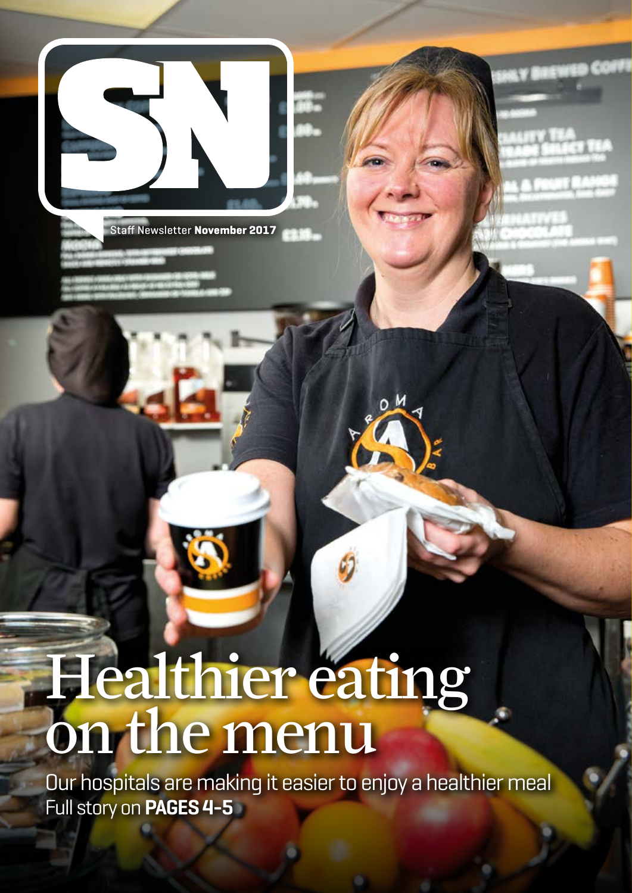# SN

Staff Newsletter **November 2017**

# Healthier eating on the menu

Our hospitals are making it easier to enjoy a healthier meal
Full story on **PAGES 4-5**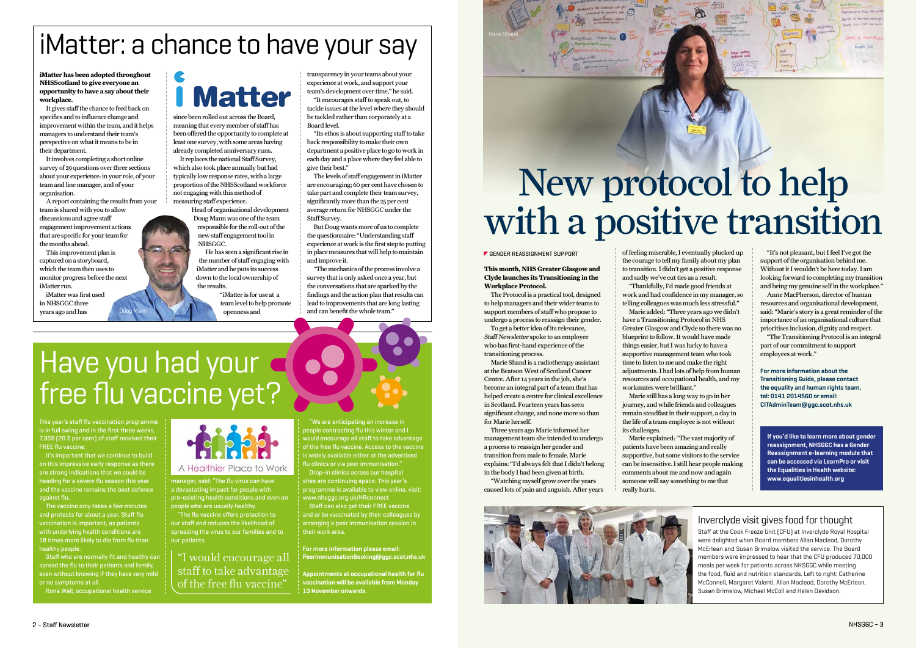# iMatter: a chance to have your say

**iMatter has been adopted throughout NHSScotland to give everyone an opportunity to have a say about their workplace.**

It gives staff the chance to feed back on specifics and to influence change and improvement within the team, and it helps managers to understand their team's perspective on what it means to be in their department.

It involves completing a short online survey of 29 questions over three sections about your experience: in your role, of your team and line manager, and of your organisation.

A report containing the results from your team is shared with you to allow discussions and agree staff engagement improvement actions that are specific for your team for the months ahead.

This improvement plan is captured on a storyboard, which the team then uses to monitor progress before the next iMatter run.

iMatter was first used in NHSGGC three years ago and has since been rolled out across the Board, meaning that every member of staff has been offered the opportunity to complete at least one survey, with some areas having already completed anniversary runs.

It replaces the national Staff Survey, which also took place annually but had typically low response rates, with a large proportion of the NHSScotland workforce not engaging with this method of measuring staff experience.

Head of organisational development Doug Mann was one of the team responsible for the roll-out of the new staff engagement tool in NHSGGC.

He has seen a significant rise in the number of staff engaging with iMatter and he puts its success down to the local ownership of the results.

"iMatter is for use at a team level to help promote openness and transparency in your teams about your experience at work, and support your team's development over time," he said.

"It encourages staff to speak out, to tackle issues at the level where they should be tackled rather than corporately at a Board level.

"Its ethos is about supporting staff to take back responsibility to make their own department a positive place to go to work in each day and a place where they feel able to give their best."

The levels of staff engagement in iMatter are encouraging; 60 per cent have chosen to take part and complete their team survey, significantly more than the 25 per cent average return for NHSGGC under the Staff Survey.

But Doug wants more of us to complete the questionnaire: "Understanding staff experience at work is the first step to putting in place measures that will help to maintain and improve it.

"The mechanics of the process involve a survey that is only asked once a year, but the conversations that are sparked by the findings and the action plan that results can lead to improvements that are long lasting and can benefit the whole team."

Doug Mann

# Have you had your free flu vaccine yet?

This year's staff flu vaccination programme is in full swing and in the first three weeks, 7,959 (20.5 per cent) of staff received their FREE flu vaccine.

It's important that we continue to build on this impressive early response as there are strong indications that we could be heading for a severe flu season this year and the vaccine remains the best defence against flu.

The vaccine only takes a few minutes and protects for about a year. Staff flu vaccination is important, as patients with underlying health conditions are 18 times more likely to die from flu than healthy people.

Staff who are normally fit and healthy can spread the flu to their patients and family, even without knowing if they have very mild or no symptoms at all.

Rona Wall, occupational health service manager, said: "The flu virus can have a devastating impact for people with pre-existing health conditions and even on people who are usually healthy.

"The flu vaccine offers protection to our staff and reduces the likelihood of spreading the virus to our families and to our patients.

"We are anticipating an increase in people contracting flu this winter and I would encourage all staff to take advantage of the free flu vaccine. Access to the vaccine is widely available either at the advertised flu clinics or via peer immunisation."

Drop-in clinics across our hospital sites are continuing apace. This year's programme is available to view online, visit: www.nhsggc.org.uk/HRconnect

Staff can also get their FREE vaccine and or be vaccinated by their colleagues by arranging a peer immunisation session in their work area.

> "I would encourage all staff to take advantage of the free flu vaccine"

**For more information please email: PeerImmunisationBooking@ggc.scot.nhs.uk**

**Appointments at occupational health for flu vaccination will be available from Monday 13 November onwards.**

A Healthier Place to Work

# New protocol to help with a positive transition

GENDER REASSIGNMENT SUPPORT

**This month, NHS Greater Glasgow and Clyde launches its Transitioning in the Workplace Protocol.**

The Protocol is a practical tool, designed to help managers and their wider teams to support members of staff who propose to undergo a process to reassign their gender.

To get a better idea of its relevance, *Staff Newsletter* spoke to an employee who has first-hand experience of the transitioning process.

Marie Shand is a radiotherapy assistant at the Beatson West of Scotland Cancer Centre. After 14 years in the job, she's become an integral part of a team that has helped create a centre for clinical excellence in Scotland. Fourteen years has seen significant change, and none more so than for Marie herself.

Three years ago Marie informed her management team she intended to undergo a process to reassign her gender and transition from male to female. Marie explains: "I'd always felt that I didn't belong in the body I had been given at birth.

"Watching myself grow over the years caused lots of pain and anguish. After years of feeling miserable, I eventually plucked up the courage to tell my family about my plan to transition. I didn't get a positive response and sadly we've cut ties as a result.

"Thankfully, I'd made good friends at work and had confidence in my manager, so telling colleagues was much less stressful."

Marie added: "Three years ago we didn't have a Transitioning Protocol in NHS Greater Glasgow and Clyde so there was no blueprint to follow. It would have made things easier, but I was lucky to have a supportive management team who took time to listen to me and make the right adjustments. I had lots of help from human resources and occupational health, and my workmates were brilliant."

Marie still has a long way to go in her journey, and while friends and colleagues remain steadfast in their support, a day in the life of a trans employee is not without its challenges.

Marie explained: "The vast majority of patients have been amazing and really supportive, but some visitors to the service can be insensitive. I still hear people making comments about me and now and again someone will say something to me that really hurts.

"It's not pleasant, but I feel I've got the support of the organisation behind me. Without it I wouldn't be here today. I am looking forward to completing my transition and being my genuine self in the workplace."

Anne MacPherson, director of human resources and organisational development, said: "Marie's story is a great reminder of the importance of an organisational culture that prioritises inclusion, dignity and respect.

"The Transitioning Protocol is an integral part of our commitment to support employees at work."

**For more information about the Transitioning Guide, please contact the equality and human rights team, tel: 0141 2014560 or email: CITAdminTeam@ggc.scot.nhs.uk**

**If you'd like to learn more about gender reassignment, NHSGGC has a Gender Reassignment e-learning module that can be accessed via LearnPro or visit the Equalities in Health website: www.equalitiesinhealth.org**

Marie Shand

## Inverclyde visit gives food for thought

Staff at the Cook Freeze Unit (CFU) at Inverclyde Royal Hospital were delighted when Board members Allan Macleod, Dorothy McErlean and Susan Brimelow visited the service. The Board members were impressed to hear that the CFU produced 70,000 meals per week for patients across NHSGGC while meeting the food, fluid and nutrition standards. Left to right: Catherine McConnell, Margaret Valenti, Allan Macleod, Dorothy McErlean, Susan Brimelow, Michael McColl and Helen Davidson.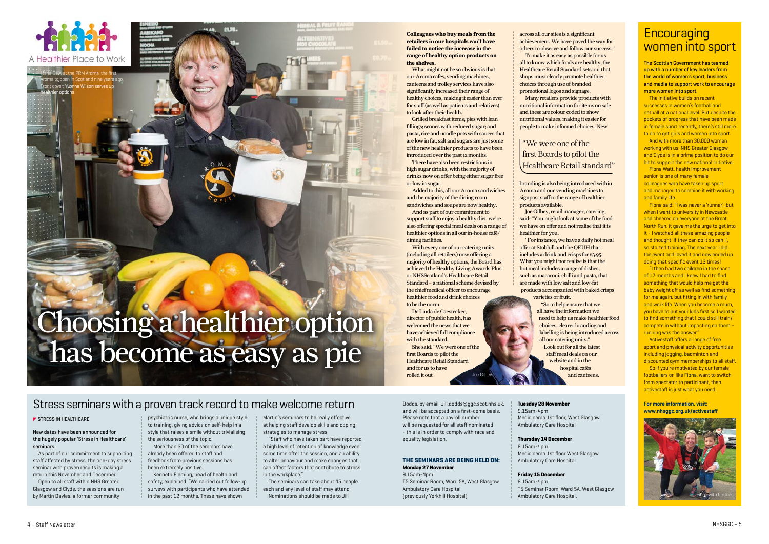A Healthier Place to Work

Maria Daw, at the PRM Aroma, the first Aroma to open in Scotland nine years ago. Front cover: Yvonne Wilson serves up healthier options

# Choosing a healthier option has become as easy as pie

**Colleagues who buy meals from the retailers in our hospitals can't have failed to notice the increase in the range of healthy option products on the shelves.**

What might not be so obvious is that our Aroma cafés, vending machines, canteens and trolley services have also significantly increased their range of healthy choices, making it easier than ever for staff (as well as patients and relatives) to look after their health.

Grilled breakfast items; pies with lean fillings; scones with reduced sugar; and pasta, rice and noodle pots with sauces that are low in fat, salt and sugars are just some of the new healthier products to have been introduced over the past 12 months.

There have also been restrictions in high sugar drinks, with the majority of drinks now on offer being either sugar free or low in sugar.

Added to this, all our Aroma sandwiches and the majority of the dining room sandwiches and soups are now healthy.

And as part of our commitment to support staff to enjoy a healthy diet, we're also offering special meal deals on a range of healthier options in all our in-house café/dining facilities.

With every one of our catering units (including all retailers) now offering a majority of healthy options, the Board has achieved the Healthy Living Awards Plus or NHSScotland's Healthcare Retail Standard – a national scheme devised by the chief medical officer to encourage healthier food and drink choices to be the norm.

Dr Linda de Caestecker, director of public health, has welcomed the news that we have achieved full compliance with the standard.

She said: "We were one of the first Boards to pilot the Healthcare Retail Standard and for us to have rolled it out across all our sites is a significant achievement. We have paved the way for others to observe and follow our success."

To make it as easy as possible for us all to know which foods are healthy, the Healthcare Retail Standard sets out that shops must clearly promote healthier choices through use of branded promotional logos and signage.

Many retailers provide products with nutritional information for items on sale and these are colour coded to show nutritional values, making it easier for people to make informed choices. New branding is also being introduced within Aroma and our vending machines to signpost staff to the range of healthier products available.

> "We were one of the first Boards to pilot the Healthcare Retail standard"

Joe Gilbey, retail manager, catering, said: "You might look at some of the food we have on offer and not realise that it is healthier for you.

"For instance, we have a daily hot meal offer at Stobhill and the QEUH that includes a drink and crisps for £3.95. What you might not realise is that the hot meal includes a range of dishes, such as macaroni, chilli and pasta, that are made with low salt and low-fat products accompanied with baked crisps varieties or fruit.

"So to help ensure that we all have the information we need to help us make healthier food choices, clearer branding and labelling is being introduced across all our catering units."

Look out for all the latest staff meal deals on our website and in the hospital cafés and canteens.

Joe Gilbey

## Encouraging women into sport

**The Scottish Government has teamed up with a number of key leaders from the world of women's sport, business and media to support work to encourage more women into sport.**

The initiative builds on recent successes in women's football and netball at a national level. But despite the pockets of progress that have been made in female sport recently, there's still more to do to get girls and women into sport.

And with more than 30,000 women working with us, NHS Greater Glasgow and Clyde is in a prime position to do our bit to support the new national initiative.

Fiona Watt, health improvement senior, is one of many female colleagues who have taken up sport and managed to combine it with working and family life.

Fiona said: "I was never a 'runner', but when I went to university in Newcastle and cheered on everyone at the Great North Run, it gave me the urge to get into it – I watched all these amazing people and thought 'if they can do it so can I', so started training. The next year I did the event and loved it and now ended up doing that specific event 13 times!

"I then had two children in the space of 17 months and I knew I had to find something that would help me get the baby weight off as well as find something for me again, but fitting in with family and work life. When you become a mum, you have to put your kids first so I wanted to find something that I could still train/compete in without impacting on them – running was the answer."

Activestaff offers a range of free sport and physical activity opportunities including jogging, badminton and discounted gym memberships to all staff.

So if you're motivated by our female footballers or, like Fiona, want to switch from spectator to participant, then activestaff is just what you need.

**For more information, visit: www.nhsggc.org.uk/activestaff**

Fiona with her kids

## Stress seminars with a proven track record to make welcome return

STRESS IN HEALTHCARE

**New dates have been announced for the hugely popular 'Stress in Healthcare' seminars.**

As part of our commitment to supporting staff affected by stress, the one-day stress seminar with proven results is making a return this November and December.

Open to all staff within NHS Greater Glasgow and Clyde, the sessions are run by Martin Davies, a former community psychiatric nurse, who brings a unique style to training, giving advice on self-help in a style that raises a smile without trivialising the seriousness of the topic.

More than 30 of the seminars have already been offered to staff and feedback from previous sessions has been extremely positive.

Kenneth Fleming, head of health and safety, explained: "We carried out follow-up surveys with participants who have attended in the past 12 months. These have shown Martin's seminars to be really effective at helping staff develop skills and coping strategies to manage stress.

"Staff who have taken part have reported a high level of retention of knowledge even some time after the session, and an ability to alter behaviour and make changes that can affect factors that contribute to stress in the workplace."

The seminars can take about 45 people each and any level of staff may attend.

Nominations should be made to Jill Dodds, by email, Jill.dodds@ggc.scot.nhs.uk, and will be accepted on a first-come basis. Please note that a payroll number will be requested for all staff nominated – this is in order to comply with race and equality legislation.

**THE SEMINARS ARE BEING HELD ON:**

**Monday 27 November**
9.15am–4pm
T5 Seminar Room, Ward 5A, West Glasgow Ambulatory Care Hospital (previously Yorkhill Hospital)

**Tuesday 28 November**
9.15am–4pm
Medicinema 1st floor, West Glasgow Ambulatory Care Hospital

**Thursday 14 December**
9.15am–4pm
Medicinema 1st floor West Glasgow Ambulatory Care Hospital

**Friday 15 December**
9.15am–4pm
T5 Seminar Room, Ward 5A, West Glasgow Ambulatory Care Hospital.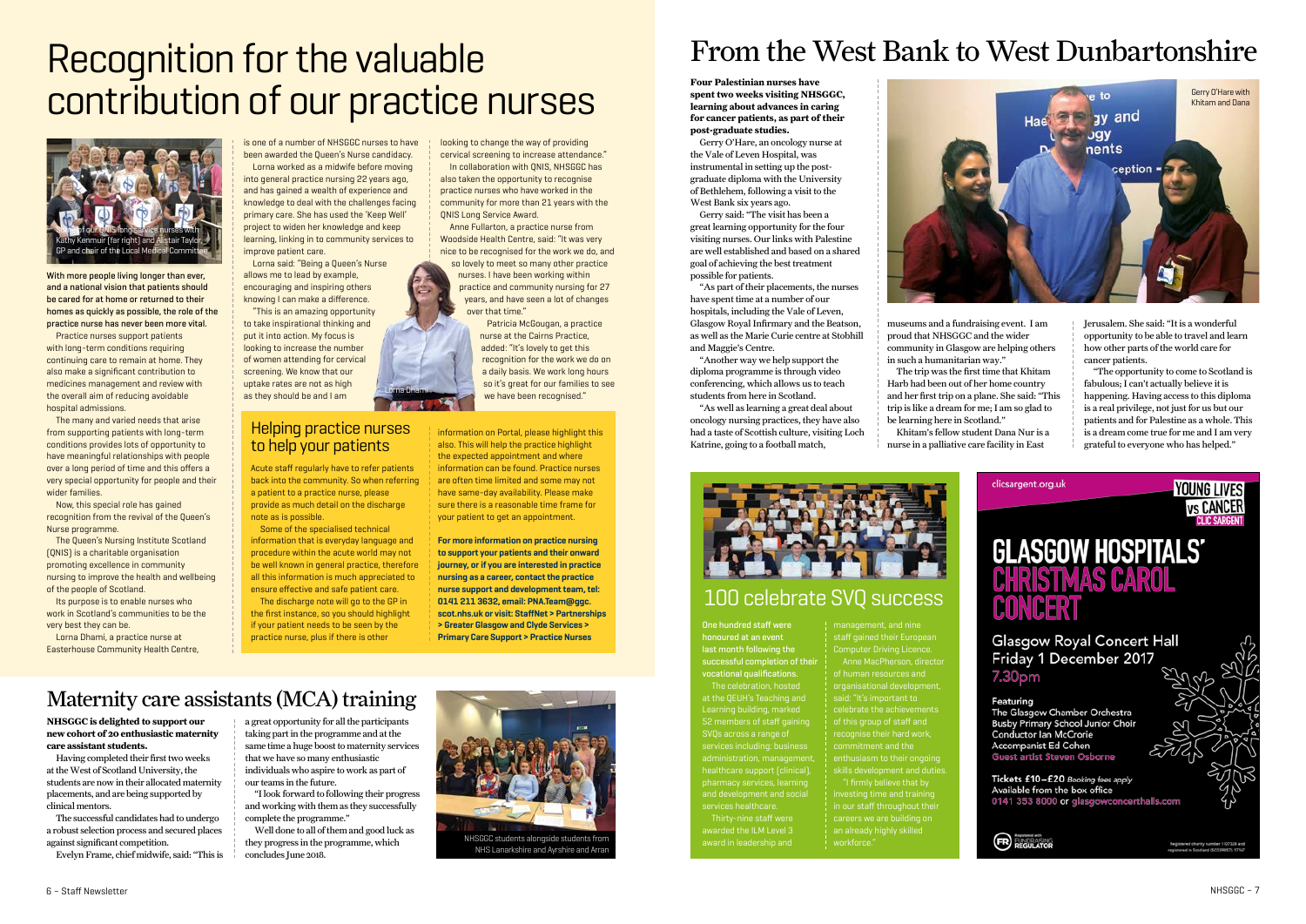# Recognition for the valuable contribution of our practice nurses

Some of our QNIS long service nurses with Kathy Kenmuir (far right) and Alistair Taylor, GP and chair of the Local Medical Committee

**With more people living longer than ever, and a national vision that patients should be cared for at home or returned to their homes as quickly as possible, the role of the practice nurse has never been more vital.**

Practice nurses support patients with long-term conditions requiring continuing care to remain at home. They also make a significant contribution to medicines management and review with the overall aim of reducing avoidable hospital admissions.

The many and varied needs that arise from supporting patients with long-term conditions provides lots of opportunity to have meaningful relationships with people over a long period of time and this offers a very special opportunity for people and their wider families.

Now, this special role has gained recognition from the revival of the Queen's Nurse programme.

The Queen's Nursing Institute Scotland (QNIS) is a charitable organisation promoting excellence in community nursing to improve the health and wellbeing of the people of Scotland.

Its purpose is to enable nurses who work in Scotland's communities to be the very best they can be.

Lorna Dhami, a practice nurse at Easterhouse Community Health Centre, is one of a number of NHSGGC nurses to have been awarded the Queen's Nurse candidacy.

Lorna worked as a midwife before moving into general practice nursing 22 years ago, and has gained a wealth of experience and knowledge to deal with the challenges facing primary care. She has used the 'Keep Well' project to widen her knowledge and keep learning, linking in to community services to improve patient care.

Lorna said: "Being a Queen's Nurse allows me to lead by example, encouraging and inspiring others knowing I can make a difference.

"This is an amazing opportunity to take inspirational thinking and put it into action. My focus is looking to increase the number of women attending for cervical screening. We know that our uptake rates are not as high as they should be and I am looking to change the way of providing cervical screening to increase attendance."

Lorna Dhami

In collaboration with QNIS, NHSGGC has also taken the opportunity to recognise practice nurses who have worked in the community for more than 21 years with the QNIS Long Service Award.

Anne Fullarton, a practice nurse from Woodside Health Centre, said: "It was very nice to be recognised for the work we do, and so lovely to meet so many other practice nurses. I have been working within practice and community nursing for 27 years, and have seen a lot of changes over that time."

Patricia McGougan, a practice nurse at the Cairns Practice, added: "It's lovely to get this recognition for the work we do on a daily basis. We work long hours so it's great for our families to see we have been recognised."

## Helping practice nurses to help your patients

Acute staff regularly have to refer patients back into the community. So when referring a patient to a practice nurse, please provide as much detail on the discharge note as is possible.

Some of the specialised technical information that is everyday language and procedure within the acute world may not be well known in general practice, therefore all this information is much appreciated to ensure effective and safe patient care.

The discharge note will go to the GP in the first instance, so you should highlight if your patient needs to be seen by the practice nurse, plus if there is other information on Portal, please highlight this also. This will help the practice highlight the expected appointment and where information can be found. Practice nurses are often time limited and some may not have same-day availability. Please make sure there is a reasonable time frame for your patient to get an appointment.

**For more information on practice nursing to support your patients and their onward journey, or if you are interested in practice nursing as a career, contact the practice nurse support and development team, tel: 0141 211 3632, email: PNA.Team@ggc.scot.nhs.uk or visit: StaffNet > Partnerships > Greater Glasgow and Clyde Services > Primary Care Support > Practice Nurses**

# Maternity care assistants (MCA) training

**NHSGGC is delighted to support our new cohort of 20 enthusiastic maternity care assistant students.**

Having completed their first two weeks at the West of Scotland University, the students are now in their allocated maternity placements, and are being supported by clinical mentors.

The successful candidates had to undergo a robust selection process and secured places against significant competition.

Evelyn Frame, chief midwife, said: "This is a great opportunity for all the participants taking part in the programme and at the same time a huge boost to maternity services that we have so many enthusiastic individuals who aspire to work as part of our teams in the future.

"I look forward to following their progress and working with them as they successfully complete the programme."

Well done to all of them and good luck as they progress in the programme, which concludes June 2018.

NHSGGC students alongside students from NHS Lanarkshire and Ayrshire and Arran

# From the West Bank to West Dunbartonshire

**Four Palestinian nurses have spent two weeks visiting NHSGGC, learning about advances in caring for cancer patients, as part of their post-graduate studies.**

Gerry O'Hare, an oncology nurse at the Vale of Leven Hospital, was instrumental in setting up the post-graduate diploma with the University of Bethlehem, following a visit to the West Bank six years ago.

Gerry said: "The visit has been a great learning opportunity for the four visiting nurses. Our links with Palestine are well established and based on a shared goal of achieving the best treatment possible for patients.

"As part of their placements, the nurses have spent time at a number of our hospitals, including the Vale of Leven, Glasgow Royal Infirmary and the Beatson, as well as the Marie Curie centre at Stobhill and Maggie's Centre.

"Another way we help support the diploma programme is through video conferencing, which allows us to teach students from here in Scotland.

"As well as learning a great deal about oncology nursing practices, they have also had a taste of Scottish culture, visiting Loch Katrine, going to a football match, museums and a fundraising event. I am proud that NHSGGC and the wider community in Glasgow are helping others in such a humanitarian way."

The trip was the first time that Khitam Harb had been out of her home country and her first trip on a plane. She said: "This trip is like a dream for me; I am so glad to be learning here in Scotland."

Khitam's fellow student Dana Nur is a nurse in a palliative care facility in East Jerusalem. She said: "It is a wonderful opportunity to be able to travel and learn how other parts of the world care for cancer patients.

"The opportunity to come to Scotland is fabulous; I can't actually believe it is happening. Having access to this diploma is a real privilege, not just for us but our patients and for Palestine as a whole. This is a dream come true for me and I am very grateful to everyone who has helped."

Gerry O'Hare with Khitam and Dana

# 100 celebrate SVQ success

**One hundred staff were honoured at an event last month following the successful completion of their vocational qualifications.**

The celebration, hosted at the QEUH's Teaching and Learning building, marked 52 members of staff gaining SVQs across a range of services including: business administration, management, healthcare support (clinical), pharmacy services, learning and development and social services healthcare.

Thirty-nine staff were awarded the ILM Level 3 award in leadership and management, and nine staff gained their European Computer Driving Licence.

Anne MacPherson, director of human resources and organisational development, said: "It's important to celebrate the achievements of this group of staff and recognise their hard work, commitment and the enthusiasm to their ongoing skills development and duties.

"I firmly believe that by investing time and training in our staff throughout their careers we are building on an already highly skilled workforce."

clicsargent.org.uk

YOUNG LIVES VS CANCER CLIC SARGENT

# GLASGOW HOSPITALS' CHRISTMAS CAROL CONCERT

Glasgow Royal Concert Hall
Friday 1 December 2017
7.30pm

**Featuring**
The Glasgow Chamber Orchestra
Busby Primary School Junior Choir
Conductor Ian McCrorie
Accompanist Ed Cohen
Guest artist Steven Osborne

**Tickets £10–£20** *Booking fees apply*
Available from the box office
0141 353 8000 or glasgowconcerthalls.com

Registered with FUNDRAISING REGULATOR

Registered charity number 1107328 and registered in Scotland (SC039857). 5754T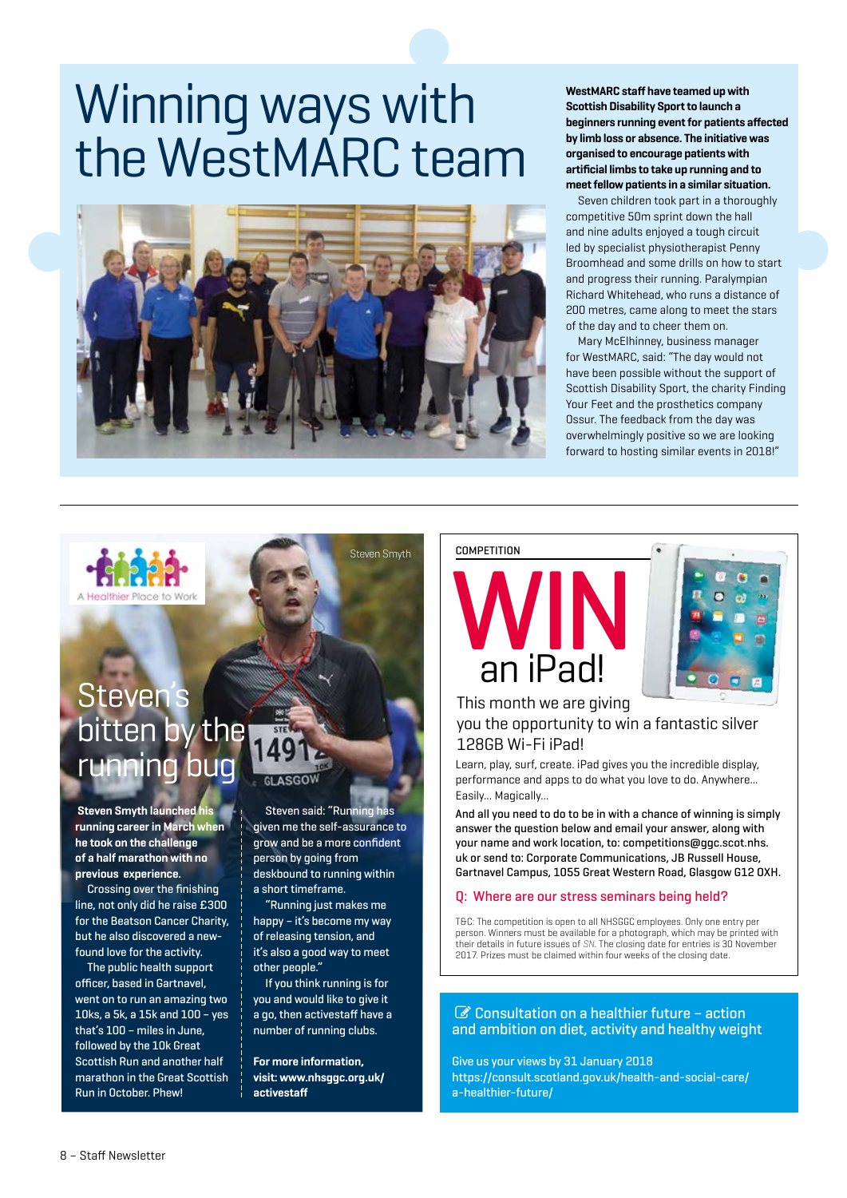# Winning ways with the WestMARC team

**WestMARC staff have teamed up with Scottish Disability Sport to launch a beginners running event for patients affected by limb loss or absence. The initiative was organised to encourage patients with artificial limbs to take up running and to meet fellow patients in a similar situation.**

Seven children took part in a thoroughly competitive 50m sprint down the hall and nine adults enjoyed a tough circuit led by specialist physiotherapist Penny Broomhead and some drills on how to start and progress their running. Paralympian Richard Whitehead, who runs a distance of 200 metres, came along to meet the stars of the day and to cheer them on.

Mary McElhinney, business manager for WestMARC, said: "The day would not have been possible without the support of Scottish Disability Sport, the charity Finding Your Feet and the prosthetics company Ossur. The feedback from the day was overwhelmingly positive so we are looking forward to hosting similar events in 2018!"

---

A Healthier Place to Work

Steven Smyth

## Steven's bitten by the running bug

**Steven Smyth launched his running career in March when he took on the challenge of a half marathon with no previous experience.**

Crossing over the finishing line, not only did he raise £300 for the Beatson Cancer Charity, but he also discovered a new-found love for the activity.

The public health support officer, based in Gartnavel, went on to run an amazing two 10ks, a 5k, a 15k and 100 – yes that's 100 – miles in June, followed by the 10k Great Scottish Run and another half marathon in the Great Scottish Run in October. Phew!

Steven said: "Running has given me the self-assurance to grow and be a more confident person by going from deskbound to running within a short timeframe.

"Running just makes me happy – it's become my way of releasing tension, and it's also a good way to meet other people."

If you think running is for you and would like to give it a go, then activestaff have a number of running clubs.

**For more information, visit: www.nhsggc.org.uk/activestaff**

---

COMPETITION

# WIN an iPad!

This month we are giving you the opportunity to win a fantastic silver 128GB Wi-Fi iPad!

Learn, play, surf, create. iPad gives you the incredible display, performance and apps to do what you love to do. Anywhere... Easily... Magically...

And all you need to do to be in with a chance of winning is simply answer the question below and email your answer, along with your name and work location, to: competitions@ggc.scot.nhs.uk or send to: Corporate Communications, JB Russell House, Gartnavel Campus, 1055 Great Western Road, Glasgow G12 0XH.

**Q: Where are our stress seminars being held?**

T&C: The competition is open to all NHSGGC employees. Only one entry per person. Winners must be available for a photograph, which may be printed with their details in future issues of *SN*. The closing date for entries is 30 November 2017. Prizes must be claimed within four weeks of the closing date.

---

## Consultation on a healthier future – action and ambition on diet, activity and healthy weight

Give us your views by 31 January 2018
https://consult.scotland.gov.uk/health-and-social-care/a-healthier-future/